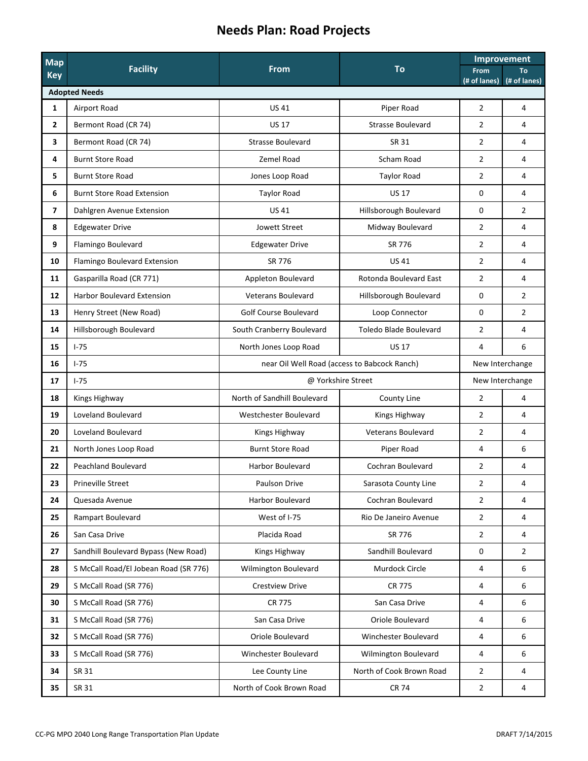# Needs Plan: Road Projects

| Map Key | Facility | From | To | Improvement | |
|---|---|---|---|---|---|
| | | | | From (# of lanes) | To (# of lanes) |
| **Adopted Needs** | | | | | |
| 1 | Airport Road | US 41 | Piper Road | 2 | 4 |
| 2 | Bermont Road (CR 74) | US 17 | Strasse Boulevard | 2 | 4 |
| 3 | Bermont Road (CR 74) | Strasse Boulevard | SR 31 | 2 | 4 |
| 4 | Burnt Store Road | Zemel Road | Scham Road | 2 | 4 |
| 5 | Burnt Store Road | Jones Loop Road | Taylor Road | 2 | 4 |
| 6 | Burnt Store Road Extension | Taylor Road | US 17 | 0 | 4 |
| 7 | Dahlgren Avenue Extension | US 41 | Hillsborough Boulevard | 0 | 2 |
| 8 | Edgewater Drive | Jowett Street | Midway Boulevard | 2 | 4 |
| 9 | Flamingo Boulevard | Edgewater Drive | SR 776 | 2 | 4 |
| 10 | Flamingo Boulevard Extension | SR 776 | US 41 | 2 | 4 |
| 11 | Gasparilla Road (CR 771) | Appleton Boulevard | Rotonda Boulevard East | 2 | 4 |
| 12 | Harbor Boulevard Extension | Veterans Boulevard | Hillsborough Boulevard | 0 | 2 |
| 13 | Henry Street (New Road) | Golf Course Boulevard | Loop Connector | 0 | 2 |
| 14 | Hillsborough Boulevard | South Cranberry Boulevard | Toledo Blade Boulevard | 2 | 4 |
| 15 | I-75 | North Jones Loop Road | US 17 | 4 | 6 |
| 16 | I-75 | near Oil Well Road (access to Babcock Ranch) | | New Interchange | |
| 17 | I-75 | @ Yorkshire Street | | New Interchange | |
| 18 | Kings Highway | North of Sandhill Boulevard | County Line | 2 | 4 |
| 19 | Loveland Boulevard | Westchester Boulevard | Kings Highway | 2 | 4 |
| 20 | Loveland Boulevard | Kings Highway | Veterans Boulevard | 2 | 4 |
| 21 | North Jones Loop Road | Burnt Store Road | Piper Road | 4 | 6 |
| 22 | Peachland Boulevard | Harbor Boulevard | Cochran Boulevard | 2 | 4 |
| 23 | Prineville Street | Paulson Drive | Sarasota County Line | 2 | 4 |
| 24 | Quesada Avenue | Harbor Boulevard | Cochran Boulevard | 2 | 4 |
| 25 | Rampart Boulevard | West of I-75 | Rio De Janeiro Avenue | 2 | 4 |
| 26 | San Casa Drive | Placida Road | SR 776 | 2 | 4 |
| 27 | Sandhill Boulevard Bypass (New Road) | Kings Highway | Sandhill Boulevard | 0 | 2 |
| 28 | S McCall Road/El Jobean Road (SR 776) | Wilmington Boulevard | Murdock Circle | 4 | 6 |
| 29 | S McCall Road (SR 776) | Crestview Drive | CR 775 | 4 | 6 |
| 30 | S McCall Road (SR 776) | CR 775 | San Casa Drive | 4 | 6 |
| 31 | S McCall Road (SR 776) | San Casa Drive | Oriole Boulevard | 4 | 6 |
| 32 | S McCall Road (SR 776) | Oriole Boulevard | Winchester Boulevard | 4 | 6 |
| 33 | S McCall Road (SR 776) | Winchester Boulevard | Wilmington Boulevard | 4 | 6 |
| 34 | SR 31 | Lee County Line | North of Cook Brown Road | 2 | 4 |
| 35 | SR 31 | North of Cook Brown Road | CR 74 | 2 | 4 |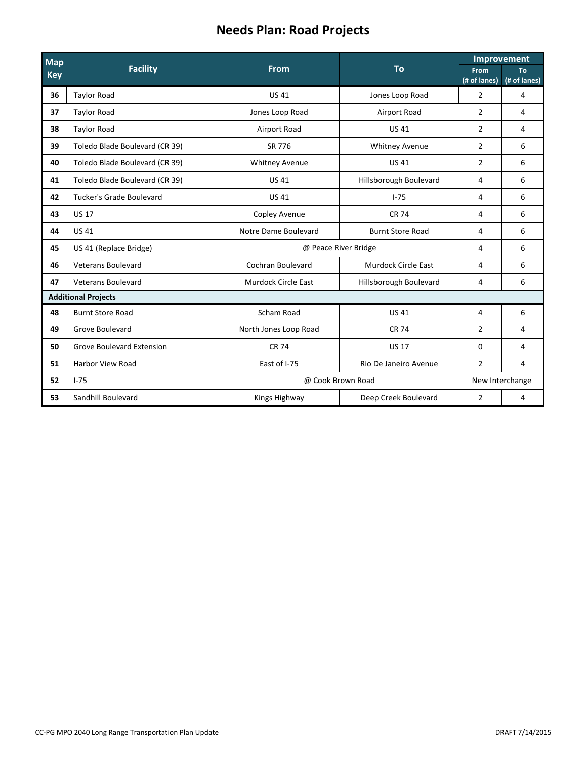# Needs Plan: Road Projects

| Map Key | Facility | From | To | Improvement | |
|---|---|---|---|---|---|
| | | | | From (# of lanes) | To (# of lanes) |
| 36 | Taylor Road | US 41 | Jones Loop Road | 2 | 4 |
| 37 | Taylor Road | Jones Loop Road | Airport Road | 2 | 4 |
| 38 | Taylor Road | Airport Road | US 41 | 2 | 4 |
| 39 | Toledo Blade Boulevard (CR 39) | SR 776 | Whitney Avenue | 2 | 6 |
| 40 | Toledo Blade Boulevard (CR 39) | Whitney Avenue | US 41 | 2 | 6 |
| 41 | Toledo Blade Boulevard (CR 39) | US 41 | Hillsborough Boulevard | 4 | 6 |
| 42 | Tucker's Grade Boulevard | US 41 | I-75 | 4 | 6 |
| 43 | US 17 | Copley Avenue | CR 74 | 4 | 6 |
| 44 | US 41 | Notre Dame Boulevard | Burnt Store Road | 4 | 6 |
| 45 | US 41 (Replace Bridge) | @ Peace River Bridge | | 4 | 6 |
| 46 | Veterans Boulevard | Cochran Boulevard | Murdock Circle East | 4 | 6 |
| 47 | Veterans Boulevard | Murdock Circle East | Hillsborough Boulevard | 4 | 6 |
| **Additional Projects** | | | | | |
| 48 | Burnt Store Road | Scham Road | US 41 | 4 | 6 |
| 49 | Grove Boulevard | North Jones Loop Road | CR 74 | 2 | 4 |
| 50 | Grove Boulevard Extension | CR 74 | US 17 | 0 | 4 |
| 51 | Harbor View Road | East of I-75 | Rio De Janeiro Avenue | 2 | 4 |
| 52 | I-75 | @ Cook Brown Road | | New Interchange | |
| 53 | Sandhill Boulevard | Kings Highway | Deep Creek Boulevard | 2 | 4 |

CC-PG MPO 2040 Long Range Transportation Plan Update

DRAFT 7/14/2015